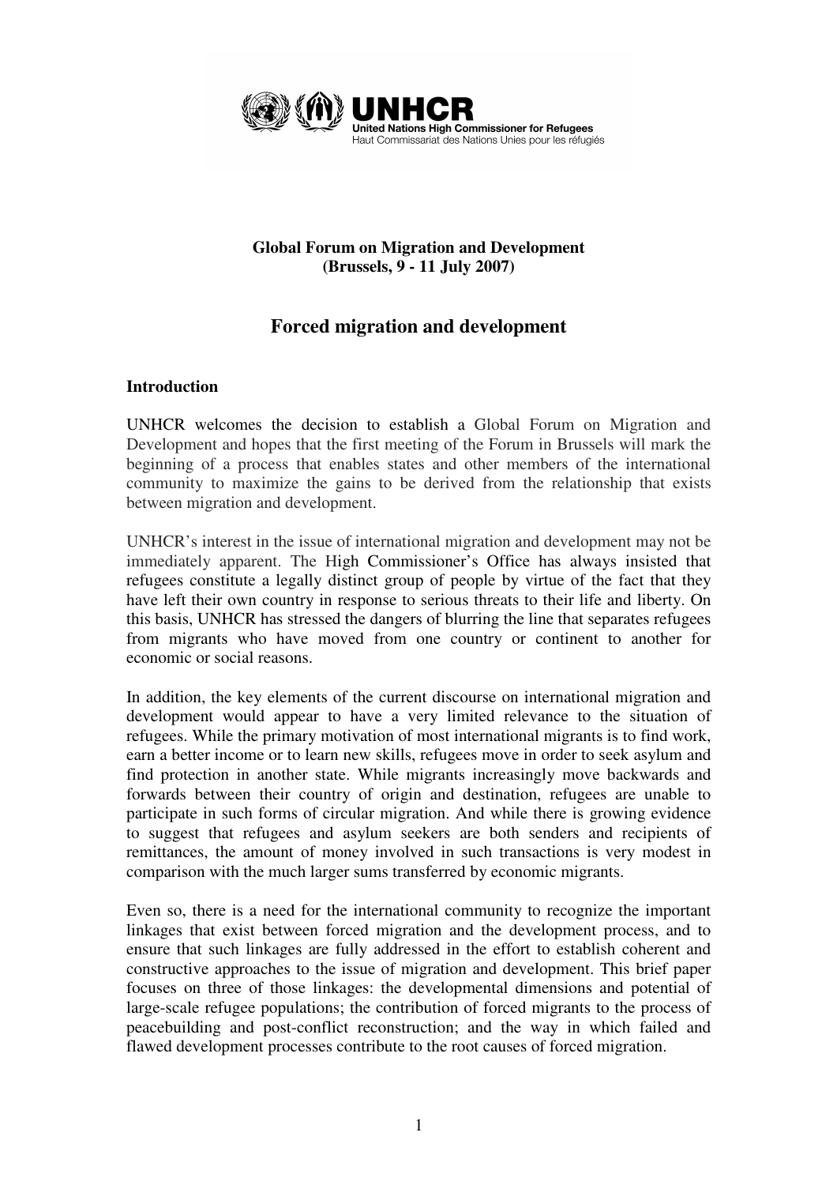**Global Forum on Migration and Development**
**(Brussels, 9 - 11 July 2007)**

# Forced migration and development

## Introduction

UNHCR welcomes the decision to establish a Global Forum on Migration and Development and hopes that the first meeting of the Forum in Brussels will mark the beginning of a process that enables states and other members of the international community to maximize the gains to be derived from the relationship that exists between migration and development.

UNHCR's interest in the issue of international migration and development may not be immediately apparent. The High Commissioner's Office has always insisted that refugees constitute a legally distinct group of people by virtue of the fact that they have left their own country in response to serious threats to their life and liberty. On this basis, UNHCR has stressed the dangers of blurring the line that separates refugees from migrants who have moved from one country or continent to another for economic or social reasons.

In addition, the key elements of the current discourse on international migration and development would appear to have a very limited relevance to the situation of refugees. While the primary motivation of most international migrants is to find work, earn a better income or to learn new skills, refugees move in order to seek asylum and find protection in another state. While migrants increasingly move backwards and forwards between their country of origin and destination, refugees are unable to participate in such forms of circular migration. And while there is growing evidence to suggest that refugees and asylum seekers are both senders and recipients of remittances, the amount of money involved in such transactions is very modest in comparison with the much larger sums transferred by economic migrants.

Even so, there is a need for the international community to recognize the important linkages that exist between forced migration and the development process, and to ensure that such linkages are fully addressed in the effort to establish coherent and constructive approaches to the issue of migration and development. This brief paper focuses on three of those linkages: the developmental dimensions and potential of large-scale refugee populations; the contribution of forced migrants to the process of peacebuilding and post-conflict reconstruction; and the way in which failed and flawed development processes contribute to the root causes of forced migration.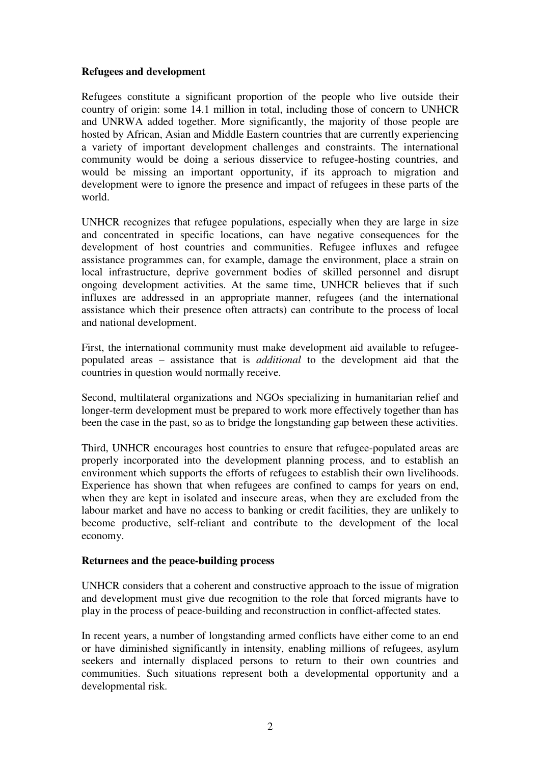**Refugees and development**

Refugees constitute a significant proportion of the people who live outside their country of origin: some 14.1 million in total, including those of concern to UNHCR and UNRWA added together. More significantly, the majority of those people are hosted by African, Asian and Middle Eastern countries that are currently experiencing a variety of important development challenges and constraints. The international community would be doing a serious disservice to refugee-hosting countries, and would be missing an important opportunity, if its approach to migration and development were to ignore the presence and impact of refugees in these parts of the world.

UNHCR recognizes that refugee populations, especially when they are large in size and concentrated in specific locations, can have negative consequences for the development of host countries and communities. Refugee influxes and refugee assistance programmes can, for example, damage the environment, place a strain on local infrastructure, deprive government bodies of skilled personnel and disrupt ongoing development activities. At the same time, UNHCR believes that if such influxes are addressed in an appropriate manner, refugees (and the international assistance which their presence often attracts) can contribute to the process of local and national development.

First, the international community must make development aid available to refugee-populated areas – assistance that is *additional* to the development aid that the countries in question would normally receive.

Second, multilateral organizations and NGOs specializing in humanitarian relief and longer-term development must be prepared to work more effectively together than has been the case in the past, so as to bridge the longstanding gap between these activities.

Third, UNHCR encourages host countries to ensure that refugee-populated areas are properly incorporated into the development planning process, and to establish an environment which supports the efforts of refugees to establish their own livelihoods. Experience has shown that when refugees are confined to camps for years on end, when they are kept in isolated and insecure areas, when they are excluded from the labour market and have no access to banking or credit facilities, they are unlikely to become productive, self-reliant and contribute to the development of the local economy.

**Returnees and the peace-building process**

UNHCR considers that a coherent and constructive approach to the issue of migration and development must give due recognition to the role that forced migrants have to play in the process of peace-building and reconstruction in conflict-affected states.

In recent years, a number of longstanding armed conflicts have either come to an end or have diminished significantly in intensity, enabling millions of refugees, asylum seekers and internally displaced persons to return to their own countries and communities. Such situations represent both a developmental opportunity and a developmental risk.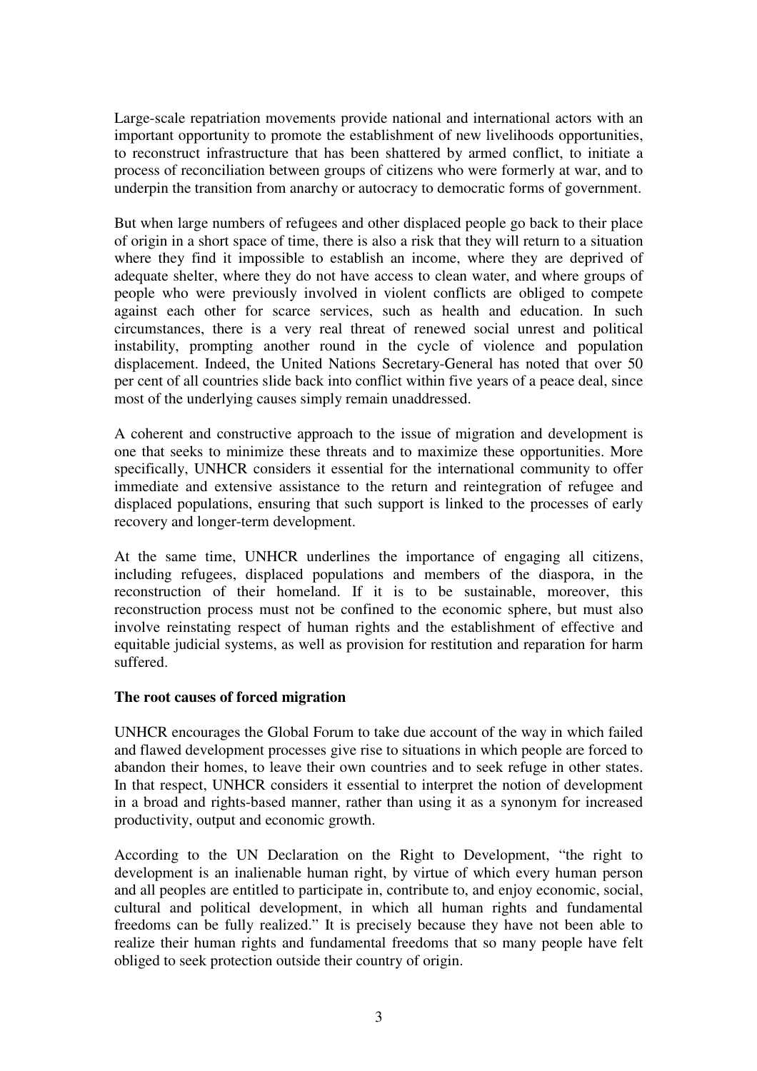Large-scale repatriation movements provide national and international actors with an important opportunity to promote the establishment of new livelihoods opportunities, to reconstruct infrastructure that has been shattered by armed conflict, to initiate a process of reconciliation between groups of citizens who were formerly at war, and to underpin the transition from anarchy or autocracy to democratic forms of government.

But when large numbers of refugees and other displaced people go back to their place of origin in a short space of time, there is also a risk that they will return to a situation where they find it impossible to establish an income, where they are deprived of adequate shelter, where they do not have access to clean water, and where groups of people who were previously involved in violent conflicts are obliged to compete against each other for scarce services, such as health and education. In such circumstances, there is a very real threat of renewed social unrest and political instability, prompting another round in the cycle of violence and population displacement. Indeed, the United Nations Secretary-General has noted that over 50 per cent of all countries slide back into conflict within five years of a peace deal, since most of the underlying causes simply remain unaddressed.

A coherent and constructive approach to the issue of migration and development is one that seeks to minimize these threats and to maximize these opportunities. More specifically, UNHCR considers it essential for the international community to offer immediate and extensive assistance to the return and reintegration of refugee and displaced populations, ensuring that such support is linked to the processes of early recovery and longer-term development.

At the same time, UNHCR underlines the importance of engaging all citizens, including refugees, displaced populations and members of the diaspora, in the reconstruction of their homeland. If it is to be sustainable, moreover, this reconstruction process must not be confined to the economic sphere, but must also involve reinstating respect of human rights and the establishment of effective and equitable judicial systems, as well as provision for restitution and reparation for harm suffered.

**The root causes of forced migration**

UNHCR encourages the Global Forum to take due account of the way in which failed and flawed development processes give rise to situations in which people are forced to abandon their homes, to leave their own countries and to seek refuge in other states. In that respect, UNHCR considers it essential to interpret the notion of development in a broad and rights-based manner, rather than using it as a synonym for increased productivity, output and economic growth.

According to the UN Declaration on the Right to Development, "the right to development is an inalienable human right, by virtue of which every human person and all peoples are entitled to participate in, contribute to, and enjoy economic, social, cultural and political development, in which all human rights and fundamental freedoms can be fully realized." It is precisely because they have not been able to realize their human rights and fundamental freedoms that so many people have felt obliged to seek protection outside their country of origin.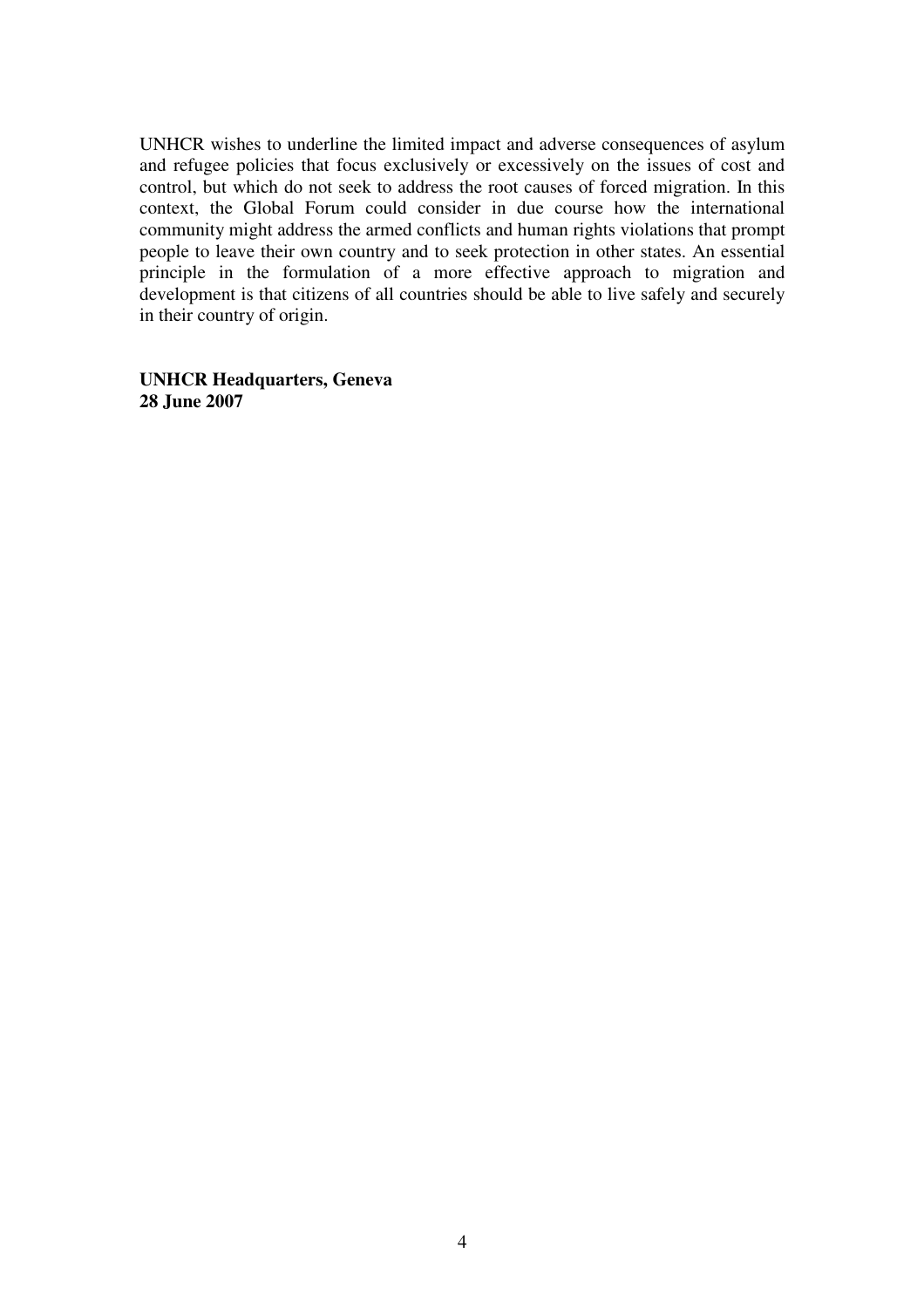UNHCR wishes to underline the limited impact and adverse consequences of asylum and refugee policies that focus exclusively or excessively on the issues of cost and control, but which do not seek to address the root causes of forced migration. In this context, the Global Forum could consider in due course how the international community might address the armed conflicts and human rights violations that prompt people to leave their own country and to seek protection in other states. An essential principle in the formulation of a more effective approach to migration and development is that citizens of all countries should be able to live safely and securely in their country of origin.

**UNHCR Headquarters, Geneva**
**28 June 2007**